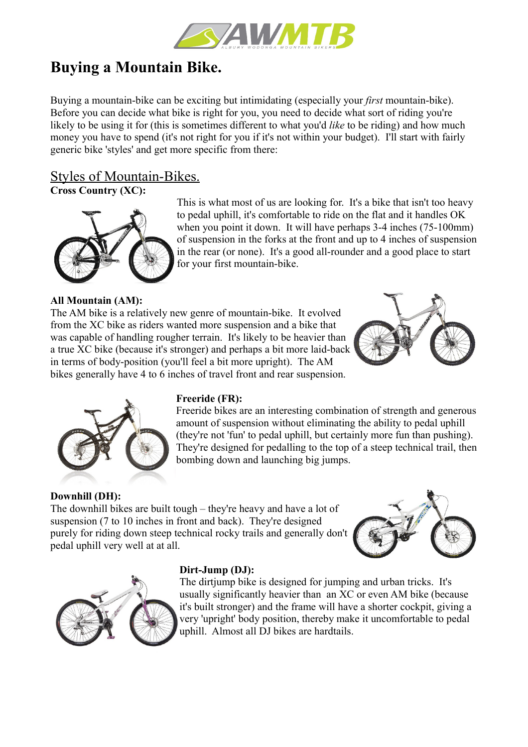# Buying a Mountain Bike.

Buying a mountain-bike can be exciting but intimidating (especially your *first* mountain-bike). Before you can decide what bike is right for you, you need to decide what sort of riding you're likely to be using it for (this is sometimes different to what you'd *like* to be riding) and how much money you have to spend (it's not right for you if it's not within your budget). I'll start with fairly generic bike 'styles' and get more specific from there:

## Styles of Mountain-Bikes.

**Cross Country (XC):**

This is what most of us are looking for. It's a bike that isn't too heavy to pedal uphill, it's comfortable to ride on the flat and it handles OK when you point it down. It will have perhaps 3-4 inches (75-100mm) of suspension in the forks at the front and up to 4 inches of suspension in the rear (or none). It's a good all-rounder and a good place to start for your first mountain-bike.

**All Mountain (AM):**

The AM bike is a relatively new genre of mountain-bike. It evolved from the XC bike as riders wanted more suspension and a bike that was capable of handling rougher terrain. It's likely to be heavier than a true XC bike (because it's stronger) and perhaps a bit more laid-back in terms of body-position (you'll feel a bit more upright). The AM bikes generally have 4 to 6 inches of travel front and rear suspension.

**Freeride (FR):**

Freeride bikes are an interesting combination of strength and generous amount of suspension without eliminating the ability to pedal uphill (they're not 'fun' to pedal uphill, but certainly more fun than pushing). They're designed for pedalling to the top of a steep technical trail, then bombing down and launching big jumps.

**Downhill (DH):**

The downhill bikes are built tough – they're heavy and have a lot of suspension (7 to 10 inches in front and back). They're designed purely for riding down steep technical rocky trails and generally don't pedal uphill very well at at all.

**Dirt-Jump (DJ):**

The dirtjump bike is designed for jumping and urban tricks. It's usually significantly heavier than an XC or even AM bike (because it's built stronger) and the frame will have a shorter cockpit, giving a very 'upright' body position, thereby make it uncomfortable to pedal uphill. Almost all DJ bikes are hardtails.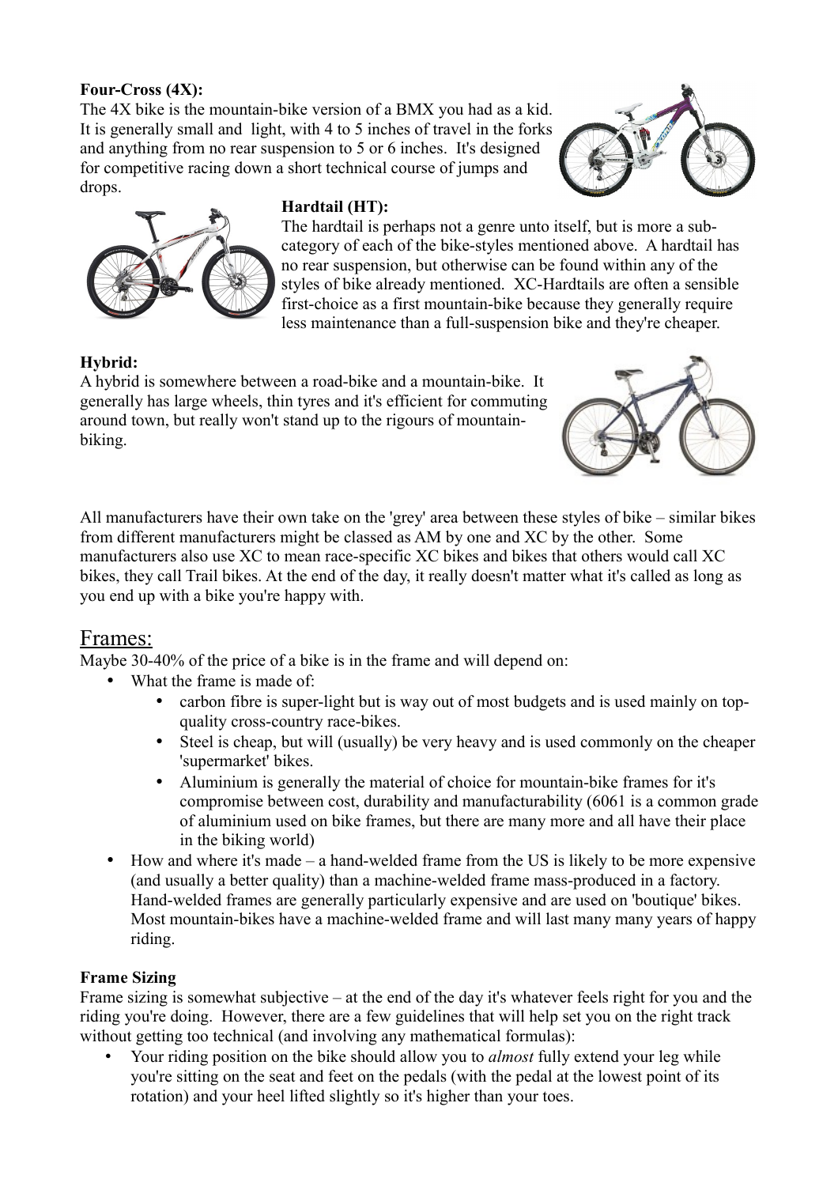**Four-Cross (4X):**

The 4X bike is the mountain-bike version of a BMX you had as a kid. It is generally small and light, with 4 to 5 inches of travel in the forks and anything from no rear suspension to 5 or 6 inches. It's designed for competitive racing down a short technical course of jumps and drops.

**Hardtail (HT):**

The hardtail is perhaps not a genre unto itself, but is more a sub-category of each of the bike-styles mentioned above. A hardtail has no rear suspension, but otherwise can be found within any of the styles of bike already mentioned. XC-Hardtails are often a sensible first-choice as a first mountain-bike because they generally require less maintenance than a full-suspension bike and they're cheaper.

**Hybrid:**

A hybrid is somewhere between a road-bike and a mountain-bike. It generally has large wheels, thin tyres and it's efficient for commuting around town, but really won't stand up to the rigours of mountain-biking.

All manufacturers have their own take on the 'grey' area between these styles of bike – similar bikes from different manufacturers might be classed as AM by one and XC by the other. Some manufacturers also use XC to mean race-specific XC bikes and bikes that others would call XC bikes, they call Trail bikes. At the end of the day, it really doesn't matter what it's called as long as you end up with a bike you're happy with.

## Frames:

Maybe 30-40% of the price of a bike is in the frame and will depend on:

- What the frame is made of:
  - carbon fibre is super-light but is way out of most budgets and is used mainly on top-quality cross-country race-bikes.
  - Steel is cheap, but will (usually) be very heavy and is used commonly on the cheaper 'supermarket' bikes.
  - Aluminium is generally the material of choice for mountain-bike frames for it's compromise between cost, durability and manufacturability (6061 is a common grade of aluminium used on bike frames, but there are many more and all have their place in the biking world)
- How and where it's made – a hand-welded frame from the US is likely to be more expensive (and usually a better quality) than a machine-welded frame mass-produced in a factory. Hand-welded frames are generally particularly expensive and are used on 'boutique' bikes. Most mountain-bikes have a machine-welded frame and will last many many years of happy riding.

**Frame Sizing**

Frame sizing is somewhat subjective – at the end of the day it's whatever feels right for you and the riding you're doing. However, there are a few guidelines that will help set you on the right track without getting too technical (and involving any mathematical formulas):

- Your riding position on the bike should allow you to *almost* fully extend your leg while you're sitting on the seat and feet on the pedals (with the pedal at the lowest point of its rotation) and your heel lifted slightly so it's higher than your toes.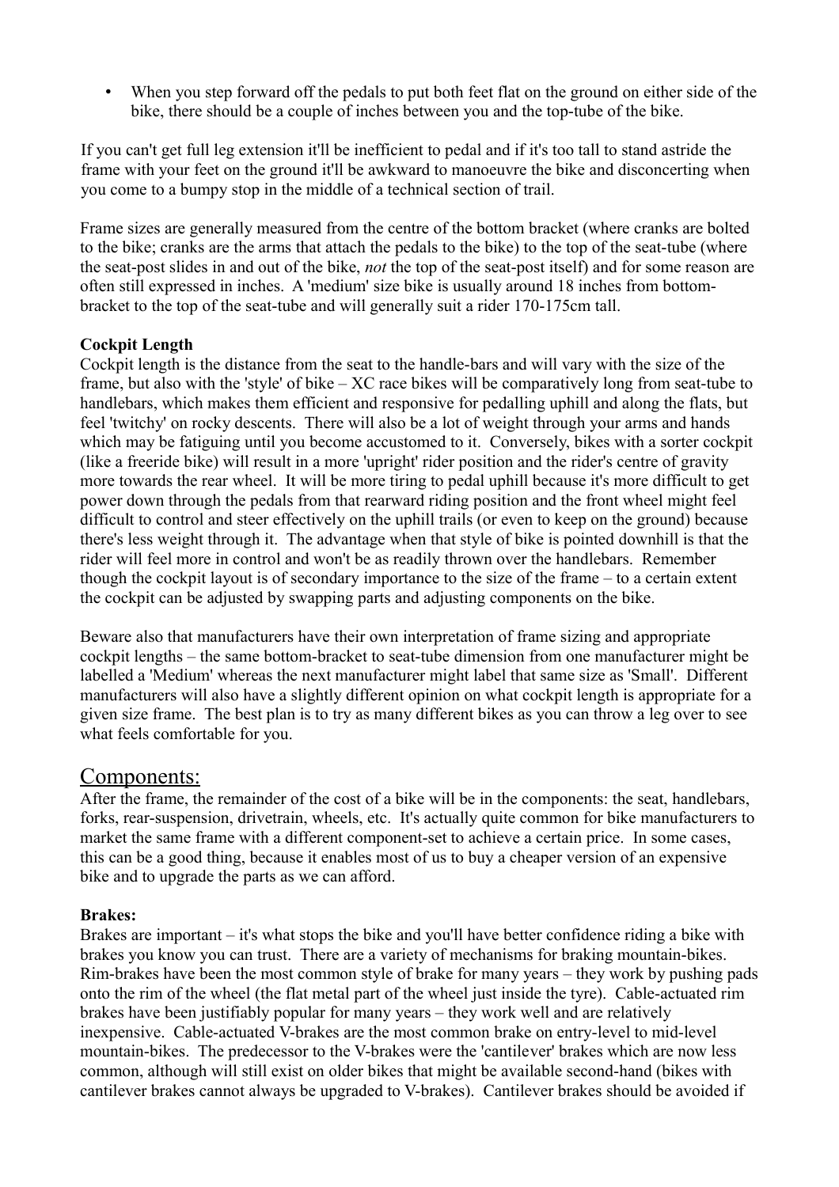- When you step forward off the pedals to put both feet flat on the ground on either side of the bike, there should be a couple of inches between you and the top-tube of the bike.

If you can't get full leg extension it'll be inefficient to pedal and if it's too tall to stand astride the frame with your feet on the ground it'll be awkward to manoeuvre the bike and disconcerting when you come to a bumpy stop in the middle of a technical section of trail.

Frame sizes are generally measured from the centre of the bottom bracket (where cranks are bolted to the bike; cranks are the arms that attach the pedals to the bike) to the top of the seat-tube (where the seat-post slides in and out of the bike, *not* the top of the seat-post itself) and for some reason are often still expressed in inches. A 'medium' size bike is usually around 18 inches from bottom-bracket to the top of the seat-tube and will generally suit a rider 170-175cm tall.

**Cockpit Length**

Cockpit length is the distance from the seat to the handle-bars and will vary with the size of the frame, but also with the 'style' of bike – XC race bikes will be comparatively long from seat-tube to handlebars, which makes them efficient and responsive for pedalling uphill and along the flats, but feel 'twitchy' on rocky descents. There will also be a lot of weight through your arms and hands which may be fatiguing until you become accustomed to it. Conversely, bikes with a sorter cockpit (like a freeride bike) will result in a more 'upright' rider position and the rider's centre of gravity more towards the rear wheel. It will be more tiring to pedal uphill because it's more difficult to get power down through the pedals from that rearward riding position and the front wheel might feel difficult to control and steer effectively on the uphill trails (or even to keep on the ground) because there's less weight through it. The advantage when that style of bike is pointed downhill is that the rider will feel more in control and won't be as readily thrown over the handlebars. Remember though the cockpit layout is of secondary importance to the size of the frame – to a certain extent the cockpit can be adjusted by swapping parts and adjusting components on the bike.

Beware also that manufacturers have their own interpretation of frame sizing and appropriate cockpit lengths – the same bottom-bracket to seat-tube dimension from one manufacturer might be labelled a 'Medium' whereas the next manufacturer might label that same size as 'Small'. Different manufacturers will also have a slightly different opinion on what cockpit length is appropriate for a given size frame. The best plan is to try as many different bikes as you can throw a leg over to see what feels comfortable for you.

## Components:

After the frame, the remainder of the cost of a bike will be in the components: the seat, handlebars, forks, rear-suspension, drivetrain, wheels, etc. It's actually quite common for bike manufacturers to market the same frame with a different component-set to achieve a certain price. In some cases, this can be a good thing, because it enables most of us to buy a cheaper version of an expensive bike and to upgrade the parts as we can afford.

**Brakes:**

Brakes are important – it's what stops the bike and you'll have better confidence riding a bike with brakes you know you can trust. There are a variety of mechanisms for braking mountain-bikes. Rim-brakes have been the most common style of brake for many years – they work by pushing pads onto the rim of the wheel (the flat metal part of the wheel just inside the tyre). Cable-actuated rim brakes have been justifiably popular for many years – they work well and are relatively inexpensive. Cable-actuated V-brakes are the most common brake on entry-level to mid-level mountain-bikes. The predecessor to the V-brakes were the 'cantilever' brakes which are now less common, although will still exist on older bikes that might be available second-hand (bikes with cantilever brakes cannot always be upgraded to V-brakes). Cantilever brakes should be avoided if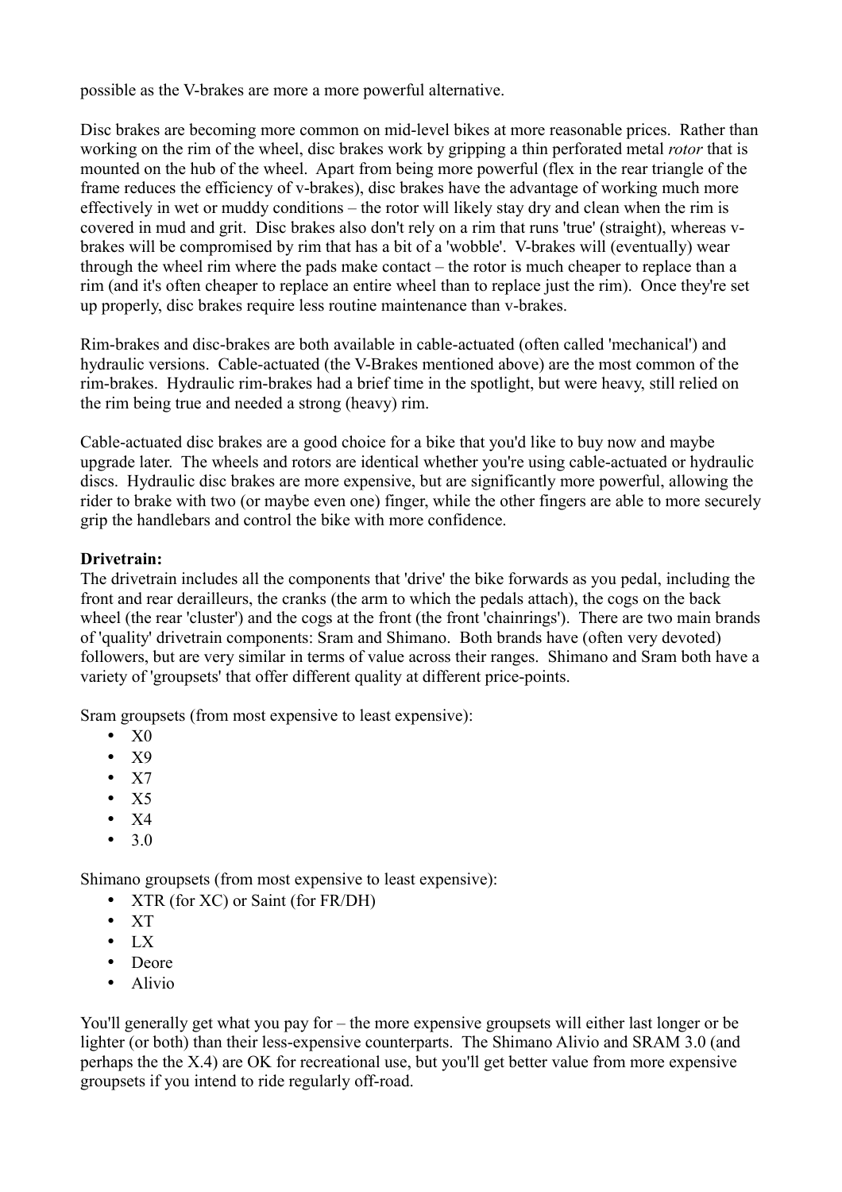possible as the V-brakes are more a more powerful alternative.

Disc brakes are becoming more common on mid-level bikes at more reasonable prices. Rather than working on the rim of the wheel, disc brakes work by gripping a thin perforated metal *rotor* that is mounted on the hub of the wheel. Apart from being more powerful (flex in the rear triangle of the frame reduces the efficiency of v-brakes), disc brakes have the advantage of working much more effectively in wet or muddy conditions – the rotor will likely stay dry and clean when the rim is covered in mud and grit. Disc brakes also don't rely on a rim that runs 'true' (straight), whereas v-brakes will be compromised by rim that has a bit of a 'wobble'. V-brakes will (eventually) wear through the wheel rim where the pads make contact – the rotor is much cheaper to replace than a rim (and it's often cheaper to replace an entire wheel than to replace just the rim). Once they're set up properly, disc brakes require less routine maintenance than v-brakes.

Rim-brakes and disc-brakes are both available in cable-actuated (often called 'mechanical') and hydraulic versions. Cable-actuated (the V-Brakes mentioned above) are the most common of the rim-brakes. Hydraulic rim-brakes had a brief time in the spotlight, but were heavy, still relied on the rim being true and needed a strong (heavy) rim.

Cable-actuated disc brakes are a good choice for a bike that you'd like to buy now and maybe upgrade later. The wheels and rotors are identical whether you're using cable-actuated or hydraulic discs. Hydraulic disc brakes are more expensive, but are significantly more powerful, allowing the rider to brake with two (or maybe even one) finger, while the other fingers are able to more securely grip the handlebars and control the bike with more confidence.

**Drivetrain:**

The drivetrain includes all the components that 'drive' the bike forwards as you pedal, including the front and rear derailleurs, the cranks (the arm to which the pedals attach), the cogs on the back wheel (the rear 'cluster') and the cogs at the front (the front 'chainrings'). There are two main brands of 'quality' drivetrain components: Sram and Shimano. Both brands have (often very devoted) followers, but are very similar in terms of value across their ranges. Shimano and Sram both have a variety of 'groupsets' that offer different quality at different price-points.

Sram groupsets (from most expensive to least expensive):

- X0
- X9
- X7
- X5
- X4
- 3.0

Shimano groupsets (from most expensive to least expensive):

- XTR (for XC) or Saint (for FR/DH)
- XT
- LX
- Deore
- Alivio

You'll generally get what you pay for – the more expensive groupsets will either last longer or be lighter (or both) than their less-expensive counterparts. The Shimano Alivio and SRAM 3.0 (and perhaps the the X.4) are OK for recreational use, but you'll get better value from more expensive groupsets if you intend to ride regularly off-road.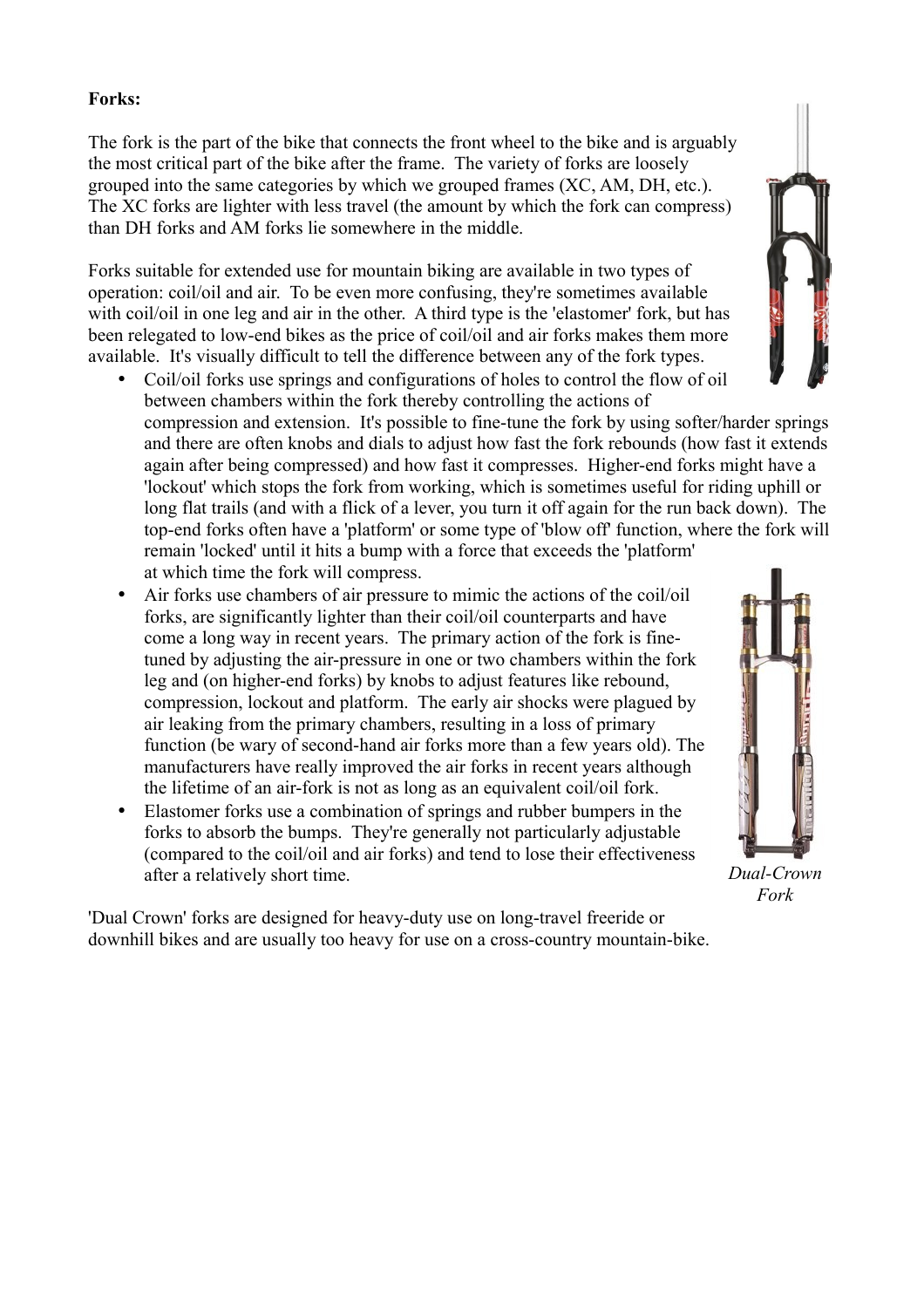**Forks:**

The fork is the part of the bike that connects the front wheel to the bike and is arguably the most critical part of the bike after the frame. The variety of forks are loosely grouped into the same categories by which we grouped frames (XC, AM, DH, etc.). The XC forks are lighter with less travel (the amount by which the fork can compress) than DH forks and AM forks lie somewhere in the middle.

Forks suitable for extended use for mountain biking are available in two types of operation: coil/oil and air. To be even more confusing, they're sometimes available with coil/oil in one leg and air in the other. A third type is the 'elastomer' fork, but has been relegated to low-end bikes as the price of coil/oil and air forks makes them more available. It's visually difficult to tell the difference between any of the fork types.

- Coil/oil forks use springs and configurations of holes to control the flow of oil between chambers within the fork thereby controlling the actions of compression and extension. It's possible to fine-tune the fork by using softer/harder springs and there are often knobs and dials to adjust how fast the fork rebounds (how fast it extends again after being compressed) and how fast it compresses. Higher-end forks might have a 'lockout' which stops the fork from working, which is sometimes useful for riding uphill or long flat trails (and with a flick of a lever, you turn it off again for the run back down). The top-end forks often have a 'platform' or some type of 'blow off' function, where the fork will remain 'locked' until it hits a bump with a force that exceeds the 'platform' at which time the fork will compress.
- Air forks use chambers of air pressure to mimic the actions of the coil/oil forks, are significantly lighter than their coil/oil counterparts and have come a long way in recent years. The primary action of the fork is fine-tuned by adjusting the air-pressure in one or two chambers within the fork leg and (on higher-end forks) by knobs to adjust features like rebound, compression, lockout and platform. The early air shocks were plagued by air leaking from the primary chambers, resulting in a loss of primary function (be wary of second-hand air forks more than a few years old). The manufacturers have really improved the air forks in recent years although the lifetime of an air-fork is not as long as an equivalent coil/oil fork.
- Elastomer forks use a combination of springs and rubber bumpers in the forks to absorb the bumps. They're generally not particularly adjustable (compared to the coil/oil and air forks) and tend to lose their effectiveness after a relatively short time.

*Dual-Crown Fork*

'Dual Crown' forks are designed for heavy-duty use on long-travel freeride or downhill bikes and are usually too heavy for use on a cross-country mountain-bike.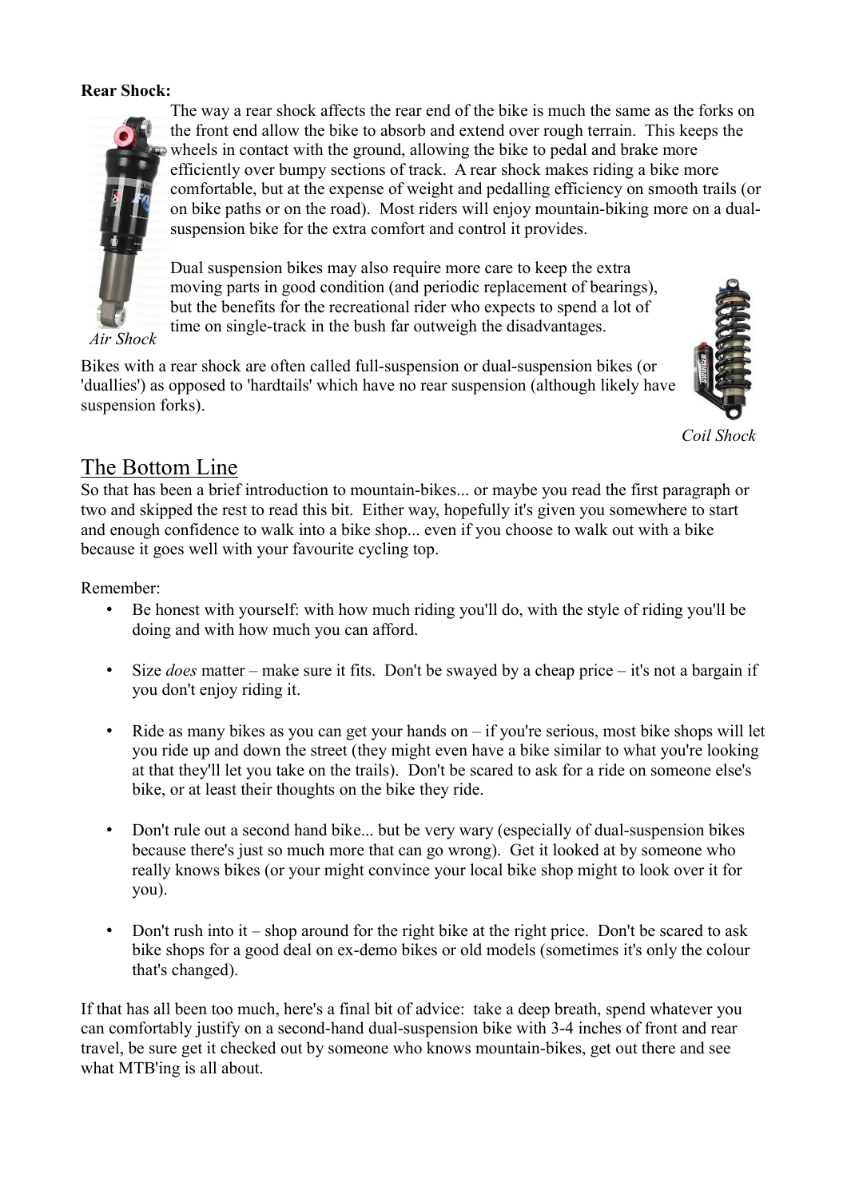**Rear Shock:**

The way a rear shock affects the rear end of the bike is much the same as the forks on the front end allow the bike to absorb and extend over rough terrain. This keeps the wheels in contact with the ground, allowing the bike to pedal and brake more efficiently over bumpy sections of track. A rear shock makes riding a bike more comfortable, but at the expense of weight and pedalling efficiency on smooth trails (or on bike paths or on the road). Most riders will enjoy mountain-biking more on a dual-suspension bike for the extra comfort and control it provides.

Dual suspension bikes may also require more care to keep the extra moving parts in good condition (and periodic replacement of bearings), but the benefits for the recreational rider who expects to spend a lot of time on single-track in the bush far outweigh the disadvantages.

*Air Shock*

Bikes with a rear shock are often called full-suspension or dual-suspension bikes (or 'duallies') as opposed to 'hardtails' which have no rear suspension (although likely have suspension forks).

*Coil Shock*

## The Bottom Line

So that has been a brief introduction to mountain-bikes... or maybe you read the first paragraph or two and skipped the rest to read this bit. Either way, hopefully it's given you somewhere to start and enough confidence to walk into a bike shop... even if you choose to walk out with a bike because it goes well with your favourite cycling top.

Remember:

- Be honest with yourself: with how much riding you'll do, with the style of riding you'll be doing and with how much you can afford.
- Size *does* matter – make sure it fits. Don't be swayed by a cheap price – it's not a bargain if you don't enjoy riding it.
- Ride as many bikes as you can get your hands on – if you're serious, most bike shops will let you ride up and down the street (they might even have a bike similar to what you're looking at that they'll let you take on the trails). Don't be scared to ask for a ride on someone else's bike, or at least their thoughts on the bike they ride.
- Don't rule out a second hand bike... but be very wary (especially of dual-suspension bikes because there's just so much more that can go wrong). Get it looked at by someone who really knows bikes (or your might convince your local bike shop might to look over it for you).
- Don't rush into it – shop around for the right bike at the right price. Don't be scared to ask bike shops for a good deal on ex-demo bikes or old models (sometimes it's only the colour that's changed).

If that has all been too much, here's a final bit of advice: take a deep breath, spend whatever you can comfortably justify on a second-hand dual-suspension bike with 3-4 inches of front and rear travel, be sure get it checked out by someone who knows mountain-bikes, get out there and see what MTB'ing is all about.